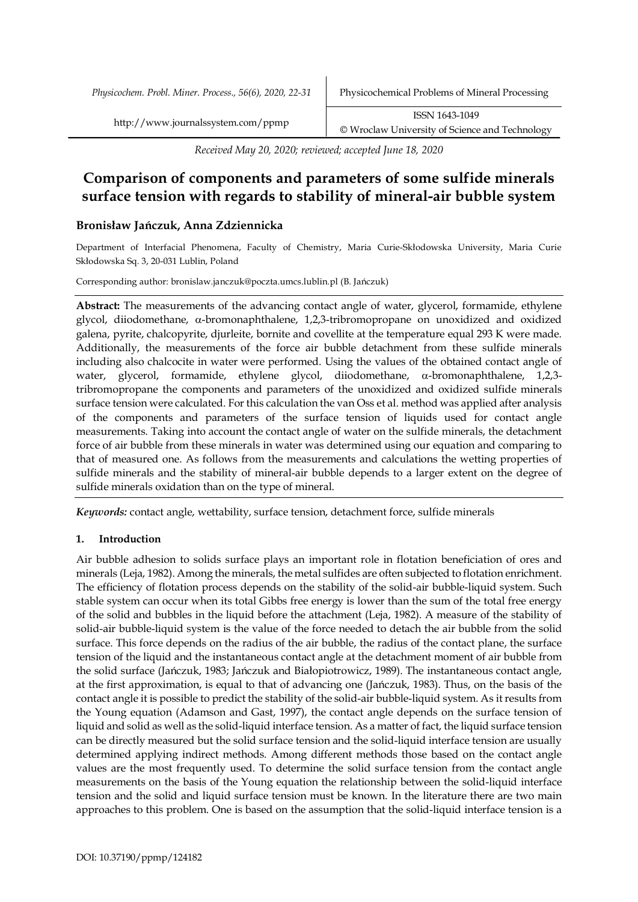*Received May 20, 2020; reviewed; accepted June 18, 2020*

# Comparison of components and parameters of some sulfide minerals surface tension with regards to stability of mineral-air bubble system

**Bronisław Jańczuk, Anna Zdziennicka**

Department of Interfacial Phenomena, Faculty of Chemistry, Maria Curie-Skłodowska University, Maria Curie Skłodowska Sq. 3, 20-031 Lublin, Poland

Corresponding author: bronislaw.janczuk@poczta.umcs.lublin.pl (B. Jańczuk)

**Abstract:** The measurements of the advancing contact angle of water, glycerol, formamide, ethylene glycol, diiodomethane, α-bromonaphthalene, 1,2,3-tribromopropane on unoxidized and oxidized galena, pyrite, chalcopyrite, djurleite, bornite and covellite at the temperature equal 293 K were made. Additionally, the measurements of the force air bubble detachment from these sulfide minerals including also chalcocite in water were performed. Using the values of the obtained contact angle of water, glycerol, formamide, ethylene glycol, diiodomethane, α-bromonaphthalene, 1,2,3-tribromopropane the components and parameters of the unoxidized and oxidized sulfide minerals surface tension were calculated. For this calculation the van Oss et al. method was applied after analysis of the components and parameters of the surface tension of liquids used for contact angle measurements. Taking into account the contact angle of water on the sulfide minerals, the detachment force of air bubble from these minerals in water was determined using our equation and comparing to that of measured one. As follows from the measurements and calculations the wetting properties of sulfide minerals and the stability of mineral-air bubble depends to a larger extent on the degree of sulfide minerals oxidation than on the type of mineral.

***Keywords:*** contact angle, wettability, surface tension, detachment force, sulfide minerals

## 1. Introduction

Air bubble adhesion to solids surface plays an important role in flotation beneficiation of ores and minerals (Leja, 1982). Among the minerals, the metal sulfides are often subjected to flotation enrichment. The efficiency of flotation process depends on the stability of the solid-air bubble-liquid system. Such stable system can occur when its total Gibbs free energy is lower than the sum of the total free energy of the solid and bubbles in the liquid before the attachment (Leja, 1982). A measure of the stability of solid-air bubble-liquid system is the value of the force needed to detach the air bubble from the solid surface. This force depends on the radius of the air bubble, the radius of the contact plane, the surface tension of the liquid and the instantaneous contact angle at the detachment moment of air bubble from the solid surface (Jańczuk, 1983; Jańczuk and Białopiotrowicz, 1989). The instantaneous contact angle, at the first approximation, is equal to that of advancing one (Jańczuk, 1983). Thus, on the basis of the contact angle it is possible to predict the stability of the solid-air bubble-liquid system. As it results from the Young equation (Adamson and Gast, 1997), the contact angle depends on the surface tension of liquid and solid as well as the solid-liquid interface tension. As a matter of fact, the liquid surface tension can be directly measured but the solid surface tension and the solid-liquid interface tension are usually determined applying indirect methods. Among different methods those based on the contact angle values are the most frequently used. To determine the solid surface tension from the contact angle measurements on the basis of the Young equation the relationship between the solid-liquid interface tension and the solid and liquid surface tension must be known. In the literature there are two main approaches to this problem. One is based on the assumption that the solid-liquid interface tension is a

DOI: 10.37190/ppmp/124182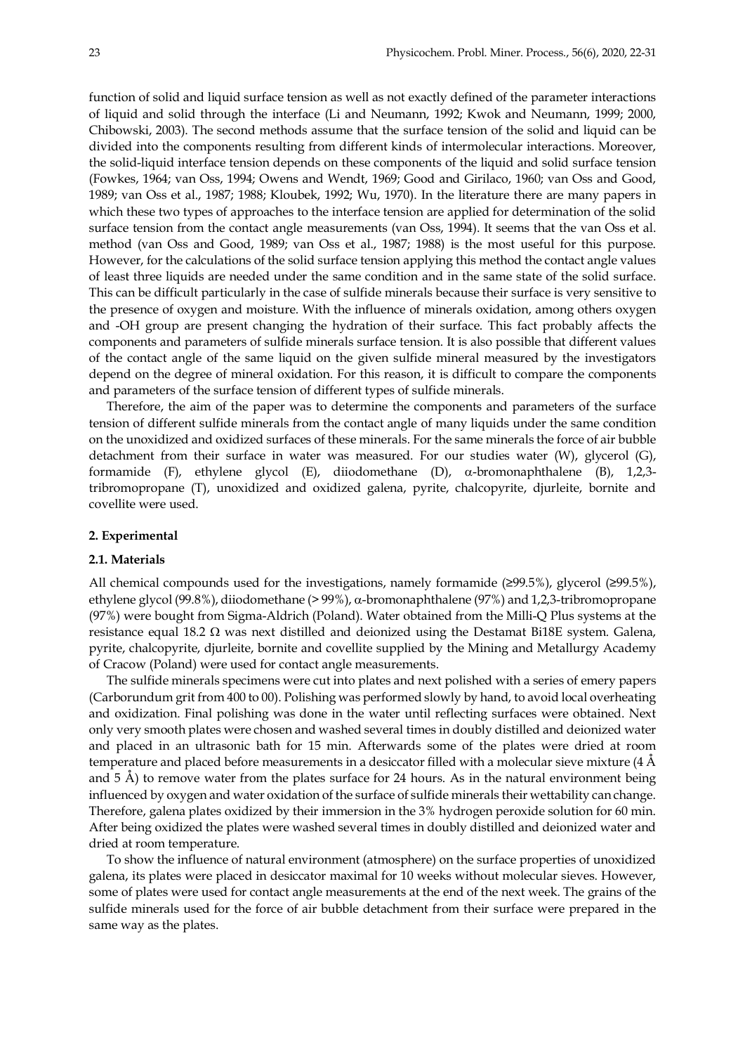function of solid and liquid surface tension as well as not exactly defined of the parameter interactions of liquid and solid through the interface (Li and Neumann, 1992; Kwok and Neumann, 1999; 2000, Chibowski, 2003). The second methods assume that the surface tension of the solid and liquid can be divided into the components resulting from different kinds of intermolecular interactions. Moreover, the solid-liquid interface tension depends on these components of the liquid and solid surface tension (Fowkes, 1964; van Oss, 1994; Owens and Wendt, 1969; Good and Girilaco, 1960; van Oss and Good, 1989; van Oss et al., 1987; 1988; Kloubek, 1992; Wu, 1970). In the literature there are many papers in which these two types of approaches to the interface tension are applied for determination of the solid surface tension from the contact angle measurements (van Oss, 1994). It seems that the van Oss et al. method (van Oss and Good, 1989; van Oss et al., 1987; 1988) is the most useful for this purpose. However, for the calculations of the solid surface tension applying this method the contact angle values of least three liquids are needed under the same condition and in the same state of the solid surface. This can be difficult particularly in the case of sulfide minerals because their surface is very sensitive to the presence of oxygen and moisture. With the influence of minerals oxidation, among others oxygen and -OH group are present changing the hydration of their surface. This fact probably affects the components and parameters of sulfide minerals surface tension. It is also possible that different values of the contact angle of the same liquid on the given sulfide mineral measured by the investigators depend on the degree of mineral oxidation. For this reason, it is difficult to compare the components and parameters of the surface tension of different types of sulfide minerals.

Therefore, the aim of the paper was to determine the components and parameters of the surface tension of different sulfide minerals from the contact angle of many liquids under the same condition on the unoxidized and oxidized surfaces of these minerals. For the same minerals the force of air bubble detachment from their surface in water was measured. For our studies water (W), glycerol (G), formamide (F), ethylene glycol (E), diiodomethane (D), α-bromonaphthalene (B), 1,2,3-tribromopropane (T), unoxidized and oxidized galena, pyrite, chalcopyrite, djurleite, bornite and covellite were used.

## 2. Experimental

### 2.1. Materials

All chemical compounds used for the investigations, namely formamide (≥99.5%), glycerol (≥99.5%), ethylene glycol (99.8%), diiodomethane (> 99%), α-bromonaphthalene (97%) and 1,2,3-tribromopropane (97%) were bought from Sigma-Aldrich (Poland). Water obtained from the Milli-Q Plus systems at the resistance equal 18.2 Ω was next distilled and deionized using the Destamat Bi18E system. Galena, pyrite, chalcopyrite, djurleite, bornite and covellite supplied by the Mining and Metallurgy Academy of Cracow (Poland) were used for contact angle measurements.

The sulfide minerals specimens were cut into plates and next polished with a series of emery papers (Carborundum grit from 400 to 00). Polishing was performed slowly by hand, to avoid local overheating and oxidization. Final polishing was done in the water until reflecting surfaces were obtained. Next only very smooth plates were chosen and washed several times in doubly distilled and deionized water and placed in an ultrasonic bath for 15 min. Afterwards some of the plates were dried at room temperature and placed before measurements in a desiccator filled with a molecular sieve mixture (4 Å and 5 Å) to remove water from the plates surface for 24 hours. As in the natural environment being influenced by oxygen and water oxidation of the surface of sulfide minerals their wettability can change. Therefore, galena plates oxidized by their immersion in the 3% hydrogen peroxide solution for 60 min. After being oxidized the plates were washed several times in doubly distilled and deionized water and dried at room temperature.

To show the influence of natural environment (atmosphere) on the surface properties of unoxidized galena, its plates were placed in desiccator maximal for 10 weeks without molecular sieves. However, some of plates were used for contact angle measurements at the end of the next week. The grains of the sulfide minerals used for the force of air bubble detachment from their surface were prepared in the same way as the plates.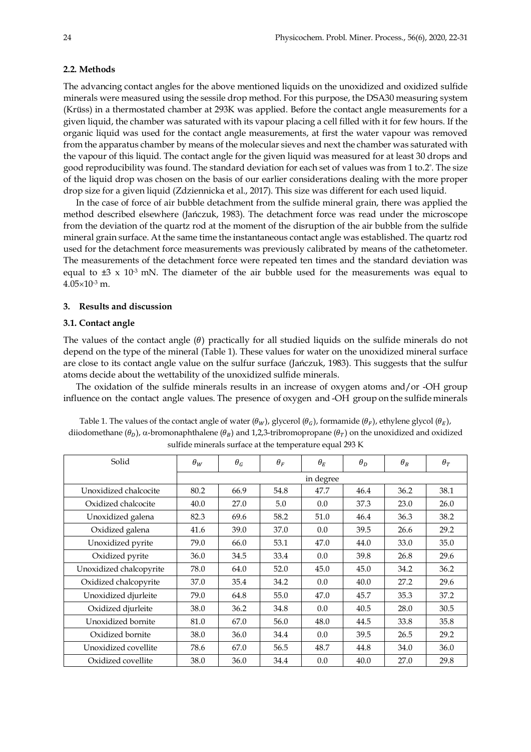### 2.2. Methods

The advancing contact angles for the above mentioned liquids on the unoxidized and oxidized sulfide minerals were measured using the sessile drop method. For this purpose, the DSA30 measuring system (Krüss) in a thermostated chamber at 293K was applied. Before the contact angle measurements for a given liquid, the chamber was saturated with its vapour placing a cell filled with it for few hours. If the organic liquid was used for the contact angle measurements, at first the water vapour was removed from the apparatus chamber by means of the molecular sieves and next the chamber was saturated with the vapour of this liquid. The contact angle for the given liquid was measured for at least 30 drops and good reproducibility was found. The standard deviation for each set of values was from 1 to.2°. The size of the liquid drop was chosen on the basis of our earlier considerations dealing with the more proper drop size for a given liquid (Zdziennicka et al., 2017). This size was different for each used liquid.

In the case of force of air bubble detachment from the sulfide mineral grain, there was applied the method described elsewhere (Jańczuk, 1983). The detachment force was read under the microscope from the deviation of the quartz rod at the moment of the disruption of the air bubble from the sulfide mineral grain surface. At the same time the instantaneous contact angle was established. The quartz rod used for the detachment force measurements was previously calibrated by means of the cathetometer. The measurements of the detachment force were repeated ten times and the standard deviation was equal to $\pm 3 \times 10^{-3}$ mN. The diameter of the air bubble used for the measurements was equal to $4.05 \times 10^{-3}$ m.

## 3. Results and discussion

### 3.1. Contact angle

The values of the contact angle ($\theta$) practically for all studied liquids on the sulfide minerals do not depend on the type of the mineral (Table 1). These values for water on the unoxidized mineral surface are close to its contact angle value on the sulfur surface (Jańczuk, 1983). This suggests that the sulfur atoms decide about the wettability of the unoxidized sulfide minerals.

The oxidation of the sulfide minerals results in an increase of oxygen atoms and/or -OH group influence on the contact angle values. The presence of oxygen and -OH group on the sulfide minerals

Table 1. The values of the contact angle of water ($\theta_W$), glycerol ($\theta_G$), formamide ($\theta_F$), ethylene glycol ($\theta_E$), diiodomethane ($\theta_D$), α-bromonaphthalene ($\theta_B$) and 1,2,3-tribromopropane ($\theta_T$) on the unoxidized and oxidized sulfide minerals surface at the temperature equal 293 K

| Solid | $\theta_W$ | $\theta_G$ | $\theta_F$ | $\theta_E$ | $\theta_D$ | $\theta_B$ | $\theta_T$ |
|---|---|---|---|---|---|---|---|
| | in degree | | | | | | |
| Unoxidized chalcocite | 80.2 | 66.9 | 54.8 | 47.7 | 46.4 | 36.2 | 38.1 |
| Oxidized chalcocite | 40.0 | 27.0 | 5.0 | 0.0 | 37.3 | 23.0 | 26.0 |
| Unoxidized galena | 82.3 | 69.6 | 58.2 | 51.0 | 46.4 | 36.3 | 38.2 |
| Oxidized galena | 41.6 | 39.0 | 37.0 | 0.0 | 39.5 | 26.6 | 29.2 |
| Unoxidized pyrite | 79.0 | 66.0 | 53.1 | 47.0 | 44.0 | 33.0 | 35.0 |
| Oxidized pyrite | 36.0 | 34.5 | 33.4 | 0.0 | 39.8 | 26.8 | 29.6 |
| Unoxidized chalcopyrite | 78.0 | 64.0 | 52.0 | 45.0 | 45.0 | 34.2 | 36.2 |
| Oxidized chalcopyrite | 37.0 | 35.4 | 34.2 | 0.0 | 40.0 | 27.2 | 29.6 |
| Unoxidized djurleite | 79.0 | 64.8 | 55.0 | 47.0 | 45.7 | 35.3 | 37.2 |
| Oxidized djurleite | 38.0 | 36.2 | 34.8 | 0.0 | 40.5 | 28.0 | 30.5 |
| Unoxidized bornite | 81.0 | 67.0 | 56.0 | 48.0 | 44.5 | 33.8 | 35.8 |
| Oxidized bornite | 38.0 | 36.0 | 34.4 | 0.0 | 39.5 | 26.5 | 29.2 |
| Unoxidized covellite | 78.6 | 67.0 | 56.5 | 48.7 | 44.8 | 34.0 | 36.0 |
| Oxidized covellite | 38.0 | 36.0 | 34.4 | 0.0 | 40.0 | 27.0 | 29.8 |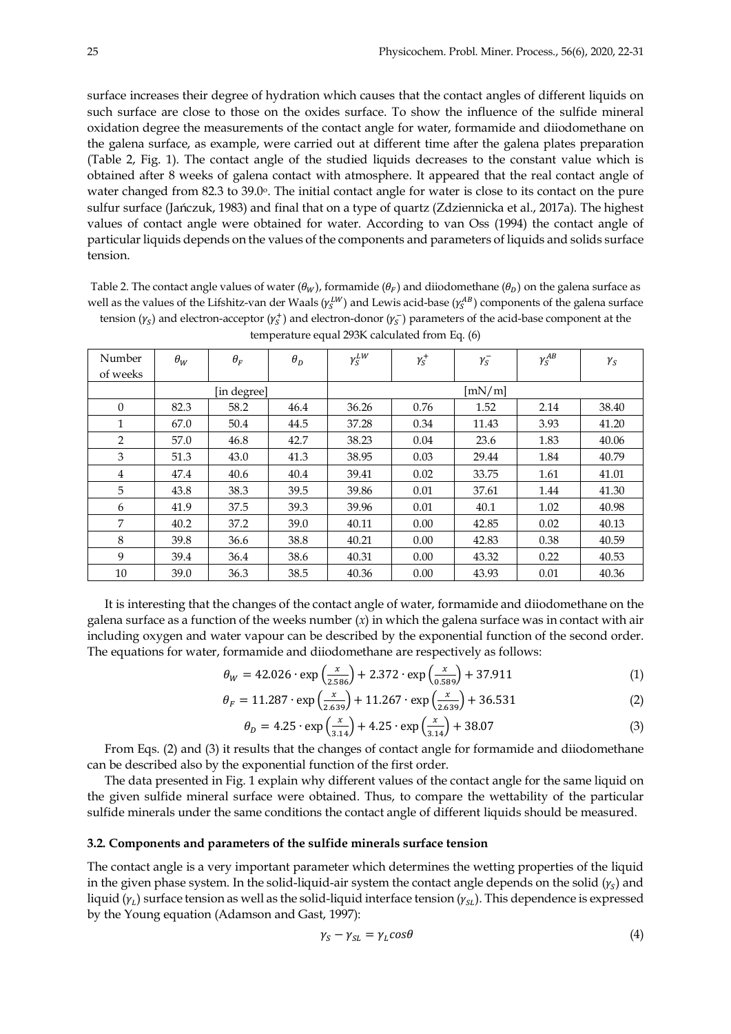surface increases their degree of hydration which causes that the contact angles of different liquids on such surface are close to those on the oxides surface. To show the influence of the sulfide mineral oxidation degree the measurements of the contact angle for water, formamide and diiodomethane on the galena surface, as example, were carried out at different time after the galena plates preparation (Table 2, Fig. 1). The contact angle of the studied liquids decreases to the constant value which is obtained after 8 weeks of galena contact with atmosphere. It appeared that the real contact angle of water changed from 82.3 to 39.0°. The initial contact angle for water is close to its contact on the pure sulfur surface (Jańczuk, 1983) and final that on a type of quartz (Zdziennicka et al., 2017a). The highest values of contact angle were obtained for water. According to van Oss (1994) the contact angle of particular liquids depends on the values of the components and parameters of liquids and solids surface tension.

Table 2. The contact angle values of water ($\theta_W$), formamide ($\theta_F$) and diiodomethane ($\theta_D$) on the galena surface as well as the values of the Lifshitz-van der Waals ($\gamma_S^{LW}$) and Lewis acid-base ($\gamma_S^{AB}$) components of the galena surface tension ($\gamma_S$) and electron-acceptor ($\gamma_S^+$) and electron-donor ($\gamma_S^-$) parameters of the acid-base component at the temperature equal 293K calculated from Eq. (6)

| Number of weeks | $\theta_W$ | $\theta_F$ | $\theta_D$ | $\gamma_S^{LW}$ | $\gamma_S^+$ | $\gamma_S^-$ | $\gamma_S^{AB}$ | $\gamma_S$ |
|---|---|---|---|---|---|---|---|---|
| | [in degree] | | | [mN/m] | | | | |
| 0 | 82.3 | 58.2 | 46.4 | 36.26 | 0.76 | 1.52 | 2.14 | 38.40 |
| 1 | 67.0 | 50.4 | 44.5 | 37.28 | 0.34 | 11.43 | 3.93 | 41.20 |
| 2 | 57.0 | 46.8 | 42.7 | 38.23 | 0.04 | 23.6 | 1.83 | 40.06 |
| 3 | 51.3 | 43.0 | 41.3 | 38.95 | 0.03 | 29.44 | 1.84 | 40.79 |
| 4 | 47.4 | 40.6 | 40.4 | 39.41 | 0.02 | 33.75 | 1.61 | 41.01 |
| 5 | 43.8 | 38.3 | 39.5 | 39.86 | 0.01 | 37.61 | 1.44 | 41.30 |
| 6 | 41.9 | 37.5 | 39.3 | 39.96 | 0.01 | 40.1 | 1.02 | 40.98 |
| 7 | 40.2 | 37.2 | 39.0 | 40.11 | 0.00 | 42.85 | 0.02 | 40.13 |
| 8 | 39.8 | 36.6 | 38.8 | 40.21 | 0.00 | 42.83 | 0.38 | 40.59 |
| 9 | 39.4 | 36.4 | 38.6 | 40.31 | 0.00 | 43.32 | 0.22 | 40.53 |
| 10 | 39.0 | 36.3 | 38.5 | 40.36 | 0.00 | 43.93 | 0.01 | 40.36 |

It is interesting that the changes of the contact angle of water, formamide and diiodomethane on the galena surface as a function of the weeks number ($x$) in which the galena surface was in contact with air including oxygen and water vapour can be described by the exponential function of the second order. The equations for water, formamide and diiodomethane are respectively as follows:

$$\theta_W = 42.026 \cdot \exp\left(\frac{x}{2.586}\right) + 2.372 \cdot \exp\left(\frac{x}{0.589}\right) + 37.911 \tag{1}$$

$$\theta_F = 11.287 \cdot \exp\left(\frac{x}{2.639}\right) + 11.267 \cdot \exp\left(\frac{x}{2.639}\right) + 36.531 \tag{2}$$

$$\theta_D = 4.25 \cdot \exp\left(\frac{x}{3.14}\right) + 4.25 \cdot \exp\left(\frac{x}{3.14}\right) + 38.07 \tag{3}$$

From Eqs. (2) and (3) it results that the changes of contact angle for formamide and diiodomethane can be described also by the exponential function of the first order.

The data presented in Fig. 1 explain why different values of the contact angle for the same liquid on the given sulfide mineral surface were obtained. Thus, to compare the wettability of the particular sulfide minerals under the same conditions the contact angle of different liquids should be measured.

### 3.2. Components and parameters of the sulfide minerals surface tension

The contact angle is a very important parameter which determines the wetting properties of the liquid in the given phase system. In the solid-liquid-air system the contact angle depends on the solid ($\gamma_S$) and liquid ($\gamma_L$) surface tension as well as the solid-liquid interface tension ($\gamma_{SL}$). This dependence is expressed by the Young equation (Adamson and Gast, 1997):

$$\gamma_S - \gamma_{SL} = \gamma_L cos\theta \tag{4}$$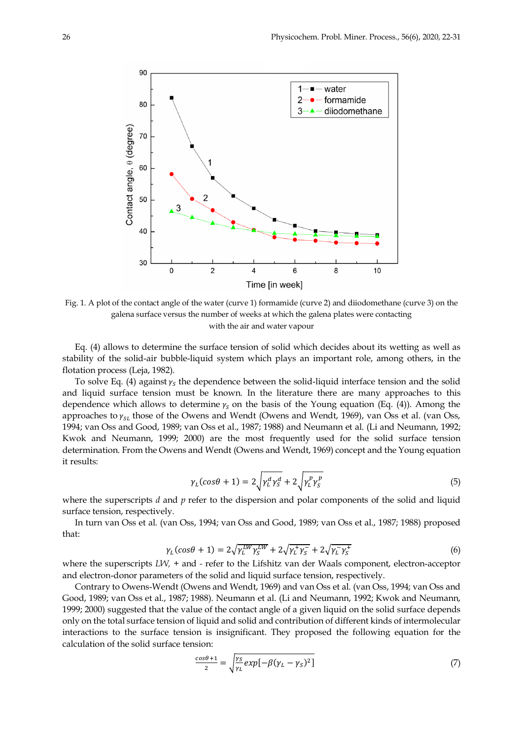Fig. 1. A plot of the contact angle of the water (curve 1) formamide (curve 2) and diiodomethane (curve 3) on the galena surface versus the number of weeks at which the galena plates were contacting with the air and water vapour

Eq. (4) allows to determine the surface tension of solid which decides about its wetting as well as stability of the solid-air bubble-liquid system which plays an important role, among others, in the flotation process (Leja, 1982).

To solve Eq. (4) against $\gamma_S$ the dependence between the solid-liquid interface tension and the solid and liquid surface tension must be known. In the literature there are many approaches to this dependence which allows to determine $\gamma_S$ on the basis of the Young equation (Eq. (4)). Among the approaches to $\gamma_{SL}$ those of the Owens and Wendt (Owens and Wendt, 1969), van Oss et al. (van Oss, 1994; van Oss and Good, 1989; van Oss et al., 1987; 1988) and Neumann et al. (Li and Neumann, 1992; Kwok and Neumann, 1999; 2000) are the most frequently used for the solid surface tension determination. From the Owens and Wendt (Owens and Wendt, 1969) concept and the Young equation it results:

$$\gamma_L(\cos\theta + 1) = 2\sqrt{\gamma_L^d \gamma_S^d} + 2\sqrt{\gamma_L^p \gamma_S^p} \tag{5}$$

where the superscripts $d$ and $p$ refer to the dispersion and polar components of the solid and liquid surface tension, respectively.

In turn van Oss et al. (van Oss, 1994; van Oss and Good, 1989; van Oss et al., 1987; 1988) proposed that:

$$\gamma_L(\cos\theta + 1) = 2\sqrt{\gamma_L^{LW} \gamma_S^{LW}} + 2\sqrt{\gamma_L^{+} \gamma_S^{-}} + 2\sqrt{\gamma_L^{-} \gamma_S^{+}} \tag{6}$$

where the superscripts $LW$, + and - refer to the Lifshitz van der Waals component, electron-acceptor and electron-donor parameters of the solid and liquid surface tension, respectively.

Contrary to Owens-Wendt (Owens and Wendt, 1969) and van Oss et al. (van Oss, 1994; van Oss and Good, 1989; van Oss et al., 1987; 1988). Neumann et al. (Li and Neumann, 1992; Kwok and Neumann, 1999; 2000) suggested that the value of the contact angle of a given liquid on the solid surface depends only on the total surface tension of liquid and solid and contribution of different kinds of intermolecular interactions to the surface tension is insignificant. They proposed the following equation for the calculation of the solid surface tension:

$$\frac{\cos\theta + 1}{2} = \sqrt{\frac{\gamma_S}{\gamma_L}} exp[-\beta(\gamma_L - \gamma_S)^2] \tag{7}$$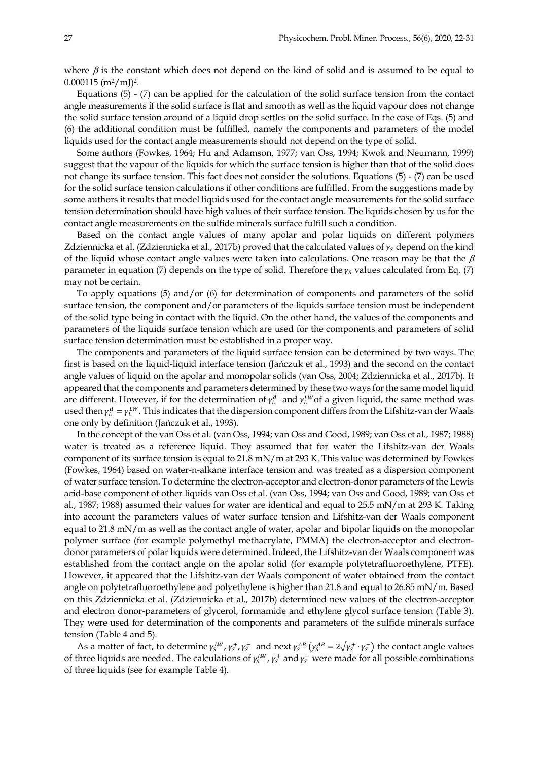where $\beta$ is the constant which does not depend on the kind of solid and is assumed to be equal to 0.000115 $(m^2/mJ)^2$.

Equations (5) - (7) can be applied for the calculation of the solid surface tension from the contact angle measurements if the solid surface is flat and smooth as well as the liquid vapour does not change the solid surface tension around of a liquid drop settles on the solid surface. In the case of Eqs. (5) and (6) the additional condition must be fulfilled, namely the components and parameters of the model liquids used for the contact angle measurements should not depend on the type of solid.

Some authors (Fowkes, 1964; Hu and Adamson, 1977; van Oss, 1994; Kwok and Neumann, 1999) suggest that the vapour of the liquids for which the surface tension is higher than that of the solid does not change its surface tension. This fact does not consider the solutions. Equations (5) - (7) can be used for the solid surface tension calculations if other conditions are fulfilled. From the suggestions made by some authors it results that model liquids used for the contact angle measurements for the solid surface tension determination should have high values of their surface tension. The liquids chosen by us for the contact angle measurements on the sulfide minerals surface fulfill such a condition.

Based on the contact angle values of many apolar and polar liquids on different polymers Zdziennicka et al. (Zdziennicka et al., 2017b) proved that the calculated values of $\gamma_S$ depend on the kind of the liquid whose contact angle values were taken into calculations. One reason may be that the $\beta$ parameter in equation (7) depends on the type of solid. Therefore the $\gamma_S$ values calculated from Eq. (7) may not be certain.

To apply equations (5) and/or (6) for determination of components and parameters of the solid surface tension, the component and/or parameters of the liquids surface tension must be independent of the solid type being in contact with the liquid. On the other hand, the values of the components and parameters of the liquids surface tension which are used for the components and parameters of solid surface tension determination must be established in a proper way.

The components and parameters of the liquid surface tension can be determined by two ways. The first is based on the liquid-liquid interface tension (Jańczuk et al., 1993) and the second on the contact angle values of liquid on the apolar and monopolar solids (van Oss, 2004; Zdziennicka et al., 2017b). It appeared that the components and parameters determined by these two ways for the same model liquid are different. However, if for the determination of $\gamma_L^d$ and $\gamma_L^{LW}$ of a given liquid, the same method was used then $\gamma_L^d = \gamma_L^{LW}$. This indicates that the dispersion component differs from the Lifshitz-van der Waals one only by definition (Jańczuk et al., 1993).

In the concept of the van Oss et al. (van Oss, 1994; van Oss and Good, 1989; van Oss et al., 1987; 1988) water is treated as a reference liquid. They assumed that for water the Lifshitz-van der Waals component of its surface tension is equal to 21.8 mN/m at 293 K. This value was determined by Fowkes (Fowkes, 1964) based on water-n-alkane interface tension and was treated as a dispersion component of water surface tension. To determine the electron-acceptor and electron-donor parameters of the Lewis acid-base component of other liquids van Oss et al. (van Oss, 1994; van Oss and Good, 1989; van Oss et al., 1987; 1988) assumed their values for water are identical and equal to 25.5 mN/m at 293 K. Taking into account the parameters values of water surface tension and Lifshitz-van der Waals component equal to 21.8 mN/m as well as the contact angle of water, apolar and bipolar liquids on the monopolar polymer surface (for example polymethyl methacrylate, PMMA) the electron-acceptor and electron-donor parameters of polar liquids were determined. Indeed, the Lifshitz-van der Waals component was established from the contact angle on the apolar solid (for example polytetrafluoroethylene, PTFE). However, it appeared that the Lifshitz-van der Waals component of water obtained from the contact angle on polytetrafluoroethylene and polyethylene is higher than 21.8 and equal to 26.85 mN/m. Based on this Zdziennicka et al. (Zdziennicka et al., 2017b) determined new values of the electron-acceptor and electron donor-parameters of glycerol, formamide and ethylene glycol surface tension (Table 3). They were used for determination of the components and parameters of the sulfide minerals surface tension (Table 4 and 5).

As a matter of fact, to determine $\gamma_S^{LW}$, $\gamma_S^{+}$, $\gamma_S^{-}$ and next $\gamma_S^{AB}$ $\left(\gamma_S^{AB} = 2\sqrt{\gamma_S^{+} \cdot \gamma_S^{-}}\right)$ the contact angle values of three liquids are needed. The calculations of $\gamma_S^{LW}$, $\gamma_S^{+}$ and $\gamma_S^{-}$ were made for all possible combinations of three liquids (see for example Table 4).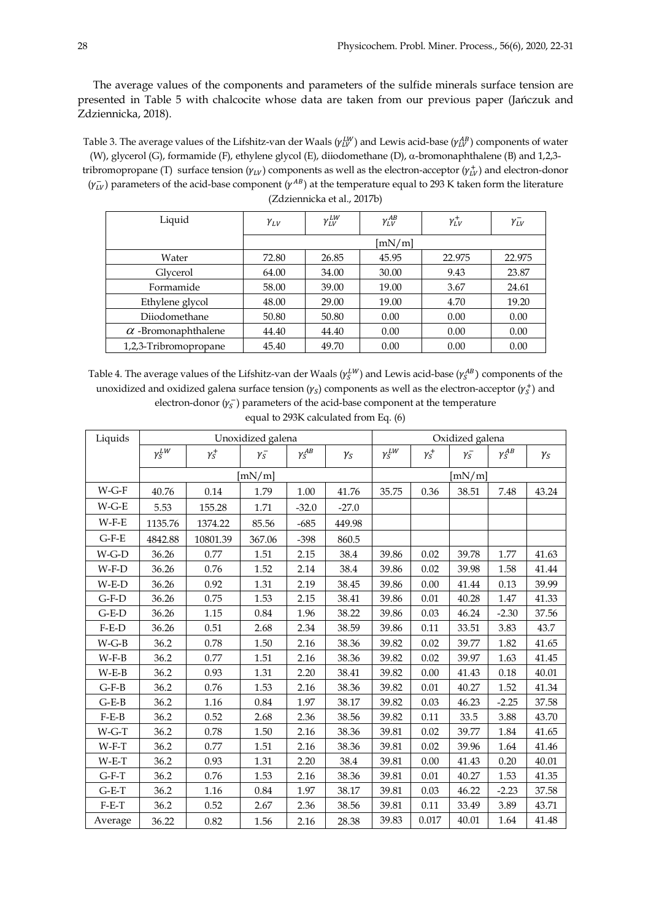The average values of the components and parameters of the sulfide minerals surface tension are presented in Table 5 with chalcocite whose data are taken from our previous paper (Jańczuk and Zdziennicka, 2018).

Table 3. The average values of the Lifshitz-van der Waals ($\gamma_{LV}^{LW}$) and Lewis acid-base ($\gamma_{LV}^{AB}$) components of water (W), glycerol (G), formamide (F), ethylene glycol (E), diiodomethane (D), α-bromonaphthalene (B) and 1,2,3-tribromopropane (T) surface tension ($\gamma_{LV}$) components as well as the electron-acceptor ($\gamma_{LV}^{+}$) and electron-donor ($\gamma_{LV}^{-}$) parameters of the acid-base component ($\gamma^{AB}$) at the temperature equal to 293 K taken form the literature (Zdziennicka et al., 2017b)

| Liquid | $\gamma_{LV}$ | $\gamma_{LV}^{LW}$ | $\gamma_{LV}^{AB}$ | $\gamma_{LV}^{+}$ | $\gamma_{LV}^{-}$ |
|---|---|---|---|---|---|
| | [mN/m] | | | | |
| Water | 72.80 | 26.85 | 45.95 | 22.975 | 22.975 |
| Glycerol | 64.00 | 34.00 | 30.00 | 9.43 | 23.87 |
| Formamide | 58.00 | 39.00 | 19.00 | 3.67 | 24.61 |
| Ethylene glycol | 48.00 | 29.00 | 19.00 | 4.70 | 19.20 |
| Diiodomethane | 50.80 | 50.80 | 0.00 | 0.00 | 0.00 |
| $\alpha$ -Bromonaphthalene | 44.40 | 44.40 | 0.00 | 0.00 | 0.00 |
| 1,2,3-Tribromopropane | 45.40 | 49.70 | 0.00 | 0.00 | 0.00 |

Table 4. The average values of the Lifshitz-van der Waals ($\gamma_{S}^{LW}$) and Lewis acid-base ($\gamma_{S}^{AB}$) components of the unoxidized and oxidized galena surface tension ($\gamma_{S}$) components as well as the electron-acceptor ($\gamma_{S}^{+}$) and electron-donor ($\gamma_{S}^{-}$) parameters of the acid-base component at the temperature equal to 293K calculated from Eq. (6)

| Liquids | Unoxidized galena | | | | | Oxidized galena | | | | |
|---|---|---|---|---|---|---|---|---|---|---|
| | $\gamma_{S}^{LW}$ | $\gamma_{S}^{+}$ | $\gamma_{S}^{-}$ | $\gamma_{S}^{AB}$ | $\gamma_{S}$ | $\gamma_{S}^{LW}$ | $\gamma_{S}^{+}$ | $\gamma_{S}^{-}$ | $\gamma_{S}^{AB}$ | $\gamma_{S}$ |
| | [mN/m] | | | | | [mN/m] | | | | |
| W-G-F | 40.76 | 0.14 | 1.79 | 1.00 | 41.76 | 35.75 | 0.36 | 38.51 | 7.48 | 43.24 |
| W-G-E | 5.53 | 155.28 | 1.71 | -32.0 | -27.0 | | | | | |
| W-F-E | 1135.76 | 1374.22 | 85.56 | -685 | 449.98 | | | | | |
| G-F-E | 4842.88 | 10801.39 | 367.06 | -398 | 860.5 | | | | | |
| W-G-D | 36.26 | 0.77 | 1.51 | 2.15 | 38.4 | 39.86 | 0.02 | 39.78 | 1.77 | 41.63 |
| W-F-D | 36.26 | 0.76 | 1.52 | 2.14 | 38.4 | 39.86 | 0.02 | 39.98 | 1.58 | 41.44 |
| W-E-D | 36.26 | 0.92 | 1.31 | 2.19 | 38.45 | 39.86 | 0.00 | 41.44 | 0.13 | 39.99 |
| G-F-D | 36.26 | 0.75 | 1.53 | 2.15 | 38.41 | 39.86 | 0.01 | 40.28 | 1.47 | 41.33 |
| G-E-D | 36.26 | 1.15 | 0.84 | 1.96 | 38.22 | 39.86 | 0.03 | 46.24 | -2.30 | 37.56 |
| F-E-D | 36.26 | 0.51 | 2.68 | 2.34 | 38.59 | 39.86 | 0.11 | 33.51 | 3.83 | 43.7 |
| W-G-B | 36.2 | 0.78 | 1.50 | 2.16 | 38.36 | 39.82 | 0.02 | 39.77 | 1.82 | 41.65 |
| W-F-B | 36.2 | 0.77 | 1.51 | 2.16 | 38.36 | 39.82 | 0.02 | 39.97 | 1.63 | 41.45 |
| W-E-B | 36.2 | 0.93 | 1.31 | 2.20 | 38.41 | 39.82 | 0.00 | 41.43 | 0.18 | 40.01 |
| G-F-B | 36.2 | 0.76 | 1.53 | 2.16 | 38.36 | 39.82 | 0.01 | 40.27 | 1.52 | 41.34 |
| G-E-B | 36.2 | 1.16 | 0.84 | 1.97 | 38.17 | 39.82 | 0.03 | 46.23 | -2.25 | 37.58 |
| F-E-B | 36.2 | 0.52 | 2.68 | 2.36 | 38.56 | 39.82 | 0.11 | 33.5 | 3.88 | 43.70 |
| W-G-T | 36.2 | 0.78 | 1.50 | 2.16 | 38.36 | 39.81 | 0.02 | 39.77 | 1.84 | 41.65 |
| W-F-T | 36.2 | 0.77 | 1.51 | 2.16 | 38.36 | 39.81 | 0.02 | 39.96 | 1.64 | 41.46 |
| W-E-T | 36.2 | 0.93 | 1.31 | 2.20 | 38.4 | 39.81 | 0.00 | 41.43 | 0.20 | 40.01 |
| G-F-T | 36.2 | 0.76 | 1.53 | 2.16 | 38.36 | 39.81 | 0.01 | 40.27 | 1.53 | 41.35 |
| G-E-T | 36.2 | 1.16 | 0.84 | 1.97 | 38.17 | 39.81 | 0.03 | 46.22 | -2.23 | 37.58 |
| F-E-T | 36.2 | 0.52 | 2.67 | 2.36 | 38.56 | 39.81 | 0.11 | 33.49 | 3.89 | 43.71 |
| Average | 36.22 | 0.82 | 1.56 | 2.16 | 28.38 | 39.83 | 0.017 | 40.01 | 1.64 | 41.48 |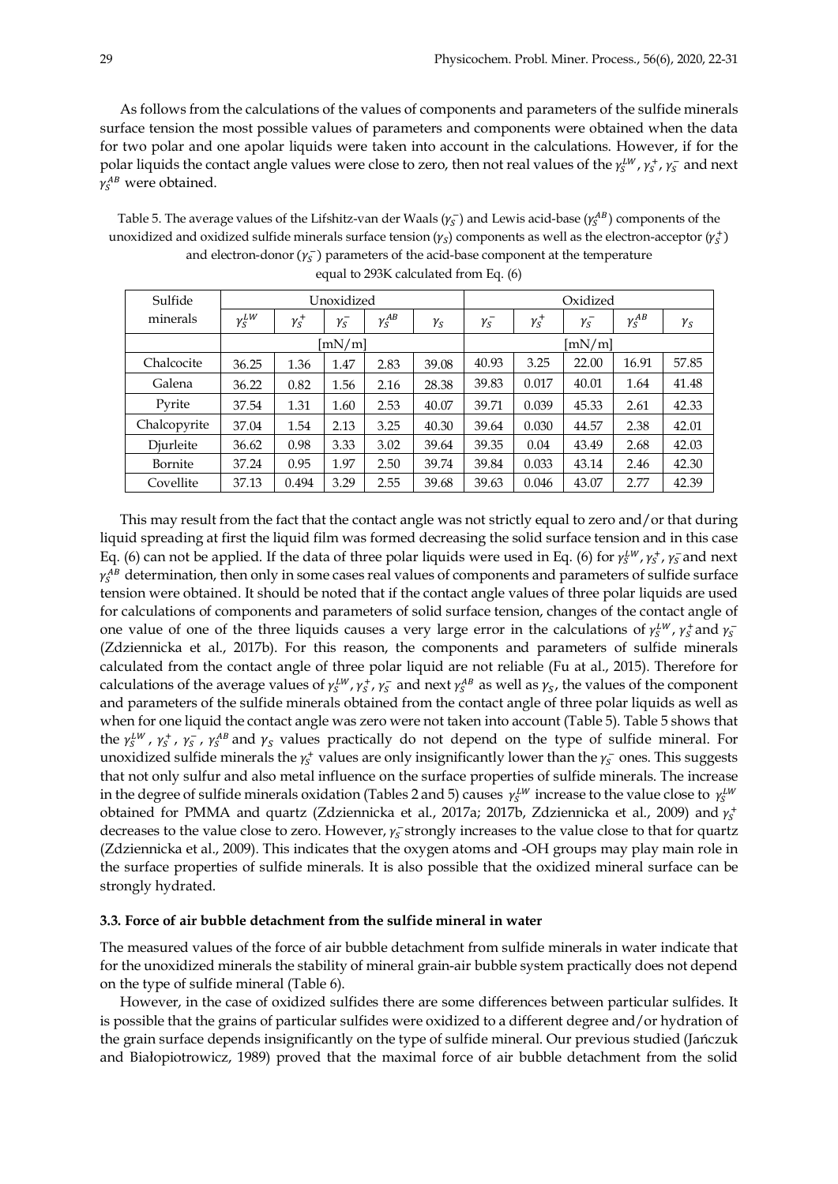As follows from the calculations of the values of components and parameters of the sulfide minerals surface tension the most possible values of parameters and components were obtained when the data for two polar and one apolar liquids were taken into account in the calculations. However, if for the polar liquids the contact angle values were close to zero, then not real values of the $\gamma_S^{LW}$, $\gamma_S^+$, $\gamma_S^-$ and next $\gamma_S^{AB}$ were obtained.

Table 5. The average values of the Lifshitz-van der Waals ($\gamma_S^-$) and Lewis acid-base ($\gamma_S^{AB}$) components of the unoxidized and oxidized sulfide minerals surface tension ($\gamma_S$) components as well as the electron-acceptor ($\gamma_S^+$) and electron-donor ($\gamma_S^-$) parameters of the acid-base component at the temperature equal to 293K calculated from Eq. (6)

| Sulfide minerals | Unoxidized | | | | | Oxidized | | | | |
|---|---|---|---|---|---|---|---|---|---|---|
| | $\gamma_S^{LW}$ | $\gamma_S^+$ | $\gamma_S^-$ | $\gamma_S^{AB}$ | $\gamma_S$ | $\gamma_S^-$ | $\gamma_S^+$ | $\gamma_S^-$ | $\gamma_S^{AB}$ | $\gamma_S$ |
| | [mN/m] | | | | | [mN/m] | | | | |
| Chalcocite | 36.25 | 1.36 | 1.47 | 2.83 | 39.08 | 40.93 | 3.25 | 22.00 | 16.91 | 57.85 |
| Galena | 36.22 | 0.82 | 1.56 | 2.16 | 28.38 | 39.83 | 0.017 | 40.01 | 1.64 | 41.48 |
| Pyrite | 37.54 | 1.31 | 1.60 | 2.53 | 40.07 | 39.71 | 0.039 | 45.33 | 2.61 | 42.33 |
| Chalcopyrite | 37.04 | 1.54 | 2.13 | 3.25 | 40.30 | 39.64 | 0.030 | 44.57 | 2.38 | 42.01 |
| Djurleite | 36.62 | 0.98 | 3.33 | 3.02 | 39.64 | 39.35 | 0.04 | 43.49 | 2.68 | 42.03 |
| Bornite | 37.24 | 0.95 | 1.97 | 2.50 | 39.74 | 39.84 | 0.033 | 43.14 | 2.46 | 42.30 |
| Covellite | 37.13 | 0.494 | 3.29 | 2.55 | 39.68 | 39.63 | 0.046 | 43.07 | 2.77 | 42.39 |

This may result from the fact that the contact angle was not strictly equal to zero and/or that during liquid spreading at first the liquid film was formed decreasing the solid surface tension and in this case Eq. (6) can not be applied. If the data of three polar liquids were used in Eq. (6) for $\gamma_S^{LW}$, $\gamma_S^+$, $\gamma_S^-$ and next $\gamma_S^{AB}$ determination, then only in some cases real values of components and parameters of sulfide surface tension were obtained. It should be noted that if the contact angle values of three polar liquids are used for calculations of components and parameters of solid surface tension, changes of the contact angle of one value of one of the three liquids causes a very large error in the calculations of $\gamma_S^{LW}$, $\gamma_S^+$ and $\gamma_S^-$ (Zdziennicka et al., 2017b). For this reason, the components and parameters of sulfide minerals calculated from the contact angle of three polar liquid are not reliable (Fu at al., 2015). Therefore for calculations of the average values of $\gamma_S^{LW}$, $\gamma_S^+$, $\gamma_S^-$ and next $\gamma_S^{AB}$ as well as $\gamma_S$, the values of the component and parameters of the sulfide minerals obtained from the contact angle of three polar liquids as well as when for one liquid the contact angle was zero were not taken into account (Table 5). Table 5 shows that the $\gamma_S^{LW}$, $\gamma_S^+$, $\gamma_S^-$, $\gamma_S^{AB}$ and $\gamma_S$ values practically do not depend on the type of sulfide mineral. For unoxidized sulfide minerals the $\gamma_S^+$ values are only insignificantly lower than the $\gamma_S^-$ ones. This suggests that not only sulfur and also metal influence on the surface properties of sulfide minerals. The increase in the degree of sulfide minerals oxidation (Tables 2 and 5) causes $\gamma_S^{LW}$ increase to the value close to $\gamma_S^{LW}$ obtained for PMMA and quartz (Zdziennicka et al., 2017a; 2017b, Zdziennicka et al., 2009) and $\gamma_S^+$ decreases to the value close to zero. However, $\gamma_S^-$ strongly increases to the value close to that for quartz (Zdziennicka et al., 2009). This indicates that the oxygen atoms and -OH groups may play main role in the surface properties of sulfide minerals. It is also possible that the oxidized mineral surface can be strongly hydrated.

### 3.3. Force of air bubble detachment from the sulfide mineral in water

The measured values of the force of air bubble detachment from sulfide minerals in water indicate that for the unoxidized minerals the stability of mineral grain-air bubble system practically does not depend on the type of sulfide mineral (Table 6).

However, in the case of oxidized sulfides there are some differences between particular sulfides. It is possible that the grains of particular sulfides were oxidized to a different degree and/or hydration of the grain surface depends insignificantly on the type of sulfide mineral. Our previous studied (Jańczuk and Białopiotrowicz, 1989) proved that the maximal force of air bubble detachment from the solid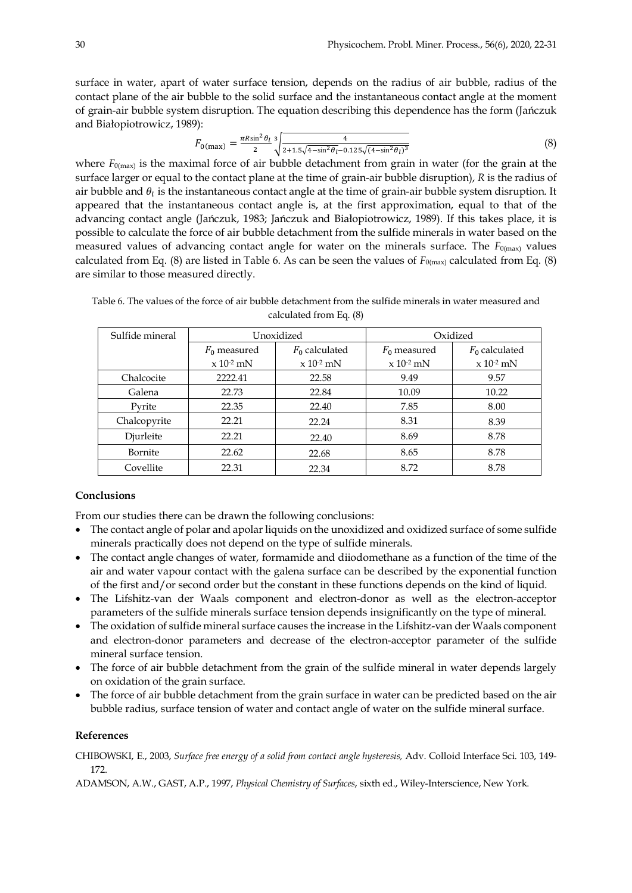surface in water, apart of water surface tension, depends on the radius of air bubble, radius of the contact plane of the air bubble to the solid surface and the instantaneous contact angle at the moment of grain-air bubble system disruption. The equation describing this dependence has the form (Jańczuk and Białopiotrowicz, 1989):

$$F_{0(\max)} = \frac{\pi R \sin^2\theta_l}{2} \sqrt[3]{\frac{4}{2+1.5\sqrt{4-\sin^2\theta_l}-0.125\sqrt{(4-\sin^2\theta_l)^3}}} \tag{8}$$

where $F_{0(\max)}$ is the maximal force of air bubble detachment from grain in water (for the grain at the surface larger or equal to the contact plane at the time of grain-air bubble disruption), $R$ is the radius of air bubble and $\theta_l$ is the instantaneous contact angle at the time of grain-air bubble system disruption. It appeared that the instantaneous contact angle is, at the first approximation, equal to that of the advancing contact angle (Jańczuk, 1983; Jańczuk and Białopiotrowicz, 1989). If this takes place, it is possible to calculate the force of air bubble detachment from the sulfide minerals in water based on the measured values of advancing contact angle for water on the minerals surface. The $F_{0(\max)}$ values calculated from Eq. (8) are listed in Table 6. As can be seen the values of $F_{0(\max)}$ calculated from Eq. (8) are similar to those measured directly.

Table 6. The values of the force of air bubble detachment from the sulfide minerals in water measured and calculated from Eq. (8)

| Sulfide mineral | Unoxidized | | Oxidized | |
|---|---|---|---|---|
| | $F_0$ measured $\times 10^{-2}$ mN | $F_0$ calculated $\times 10^{-2}$ mN | $F_0$ measured $\times 10^{-2}$ mN | $F_0$ calculated $\times 10^{-2}$ mN |
| Chalcocite | 2222.41 | 22.58 | 9.49 | 9.57 |
| Galena | 22.73 | 22.84 | 10.09 | 10.22 |
| Pyrite | 22.35 | 22.40 | 7.85 | 8.00 |
| Chalcopyrite | 22.21 | 22.24 | 8.31 | 8.39 |
| Djurleite | 22.21 | 22.40 | 8.69 | 8.78 |
| Bornite | 22.62 | 22.68 | 8.65 | 8.78 |
| Covellite | 22.31 | 22.34 | 8.72 | 8.78 |

## Conclusions

From our studies there can be drawn the following conclusions:

- The contact angle of polar and apolar liquids on the unoxidized and oxidized surface of some sulfide minerals practically does not depend on the type of sulfide minerals.
- The contact angle changes of water, formamide and diiodomethane as a function of the time of the air and water vapour contact with the galena surface can be described by the exponential function of the first and/or second order but the constant in these functions depends on the kind of liquid.
- The Lifshitz-van der Waals component and electron-donor as well as the electron-acceptor parameters of the sulfide minerals surface tension depends insignificantly on the type of mineral.
- The oxidation of sulfide mineral surface causes the increase in the Lifshitz-van der Waals component and electron-donor parameters and decrease of the electron-acceptor parameter of the sulfide mineral surface tension.
- The force of air bubble detachment from the grain of the sulfide mineral in water depends largely on oxidation of the grain surface.
- The force of air bubble detachment from the grain surface in water can be predicted based on the air bubble radius, surface tension of water and contact angle of water on the sulfide mineral surface.

## References

CHIBOWSKI, E., 2003, *Surface free energy of a solid from contact angle hysteresis,* Adv. Colloid Interface Sci. 103, 149-172.

ADAMSON, A.W., GAST, A.P., 1997, *Physical Chemistry of Surfaces*, sixth ed., Wiley-Interscience, New York.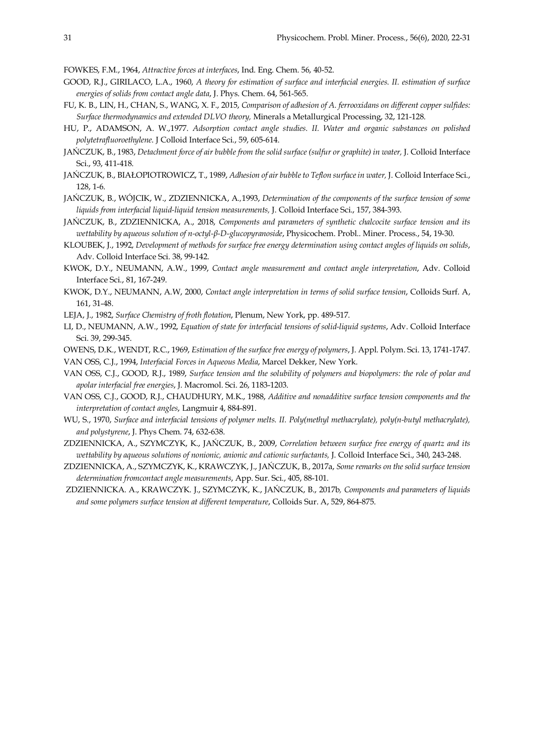FOWKES, F.M., 1964, *Attractive forces at interfaces*, Ind. Eng. Chem. 56, 40-52.

GOOD, R.J., GIRILACO, L.A., 1960, *A theory for estimation of surface and interfacial energies. II. estimation of surface energies of solids from contact angle data*, J. Phys. Chem. 64, 561-565.

FU, K. B., LIN, H., CHAN, S., WANG, X. F., 2015, *Comparison of adhesion of A. ferrooxidans on different copper sulfides: Surface thermodynamics and extended DLVO theory,* Minerals a Metallurgical Processing, 32, 121-128.

HU, P., ADAMSON, A. W.,1977. *Adsorption contact angle studies. II. Water and organic substances on polished polytetrafluoroethylene.* J Colloid Interface Sci., 59, 605-614.

JAŃCZUK, B., 1983, *Detachment force of air bubble from the solid surface (sulfur or graphite) in water,* J. Colloid Interface Sci., 93, 411-418.

JAŃCZUK, B., BIAŁOPIOTROWICZ, T., 1989, *Adhesion of air bubble to Teflon surface in water,* J. Colloid Interface Sci., 128, 1-6.

JAŃCZUK, B., WÓJCIK, W., ZDZIENNICKA, A.,1993, *Determination of the components of the surface tension of some liquids from interfacial liquid-liquid tension measurements,* J. Colloid Interface Sci., 157, 384-393.

JAŃCZUK, B., ZDZIENNICKA, A., 2018, *Components and parameters of synthetic chalcocite surface tension and its wettability by aqueous solution of n-octyl-β-D-glucopyranoside*, Physicochem. Probl.. Miner. Process., 54, 19-30.

KLOUBEK, J., 1992, *Development of methods for surface free energy determination using contact angles of liquids on solids*, Adv. Colloid Interface Sci. 38, 99-142.

KWOK, D.Y., NEUMANN, A.W., 1999, *Contact angle measurement and contact angle interpretation*, Adv. Colloid Interface Sci., 81, 167-249.

KWOK, D.Y., NEUMANN, A.W, 2000, *Contact angle interpretation in terms of solid surface tension*, Colloids Surf. A, 161, 31-48.

LEJA, J., 1982, *Surface Chemistry of froth flotation*, Plenum, New York, pp. 489-517.

LI, D., NEUMANN, A.W., 1992, *Equation of state for interfacial tensions of solid-liquid systems*, Adv. Colloid Interface Sci. 39, 299-345.

OWENS, D.K., WENDT, R.C., 1969, *Estimation of the surface free energy of polymers*, J. Appl. Polym. Sci. 13, 1741-1747.

VAN OSS, C.J., 1994, *Interfacial Forces in Aqueous Media*, Marcel Dekker, New York.

VAN OSS, C.J., GOOD, R.J., 1989, *Surface tension and the solubility of polymers and biopolymers: the role of polar and apolar interfacial free energies*, J. Macromol. Sci. 26, 1183-1203.

VAN OSS, C.J., GOOD, R.J., CHAUDHURY, M.K., 1988, *Additive and nonadditive surface tension components and the interpretation of contact angles*, Langmuir 4, 884-891.

WU, S., 1970, *Surface and interfacial tensions of polymer melts. II. Poly(methyl methacrylate), poly(n-butyl methacrylate), and polystyrene*, J. Phys Chem. 74, 632-638.

ZDZIENNICKA, A., SZYMCZYK, K., JAŃCZUK, B., 2009, *Correlation between surface free energy of quartz and its wettability by aqueous solutions of nonionic, anionic and cationic surfactants,* J. Colloid Interface Sci., 340, 243-248.

ZDZIENNICKA, A., SZYMCZYK, K., KRAWCZYK, J., JAŃCZUK, B., 2017a, *Some remarks on the solid surface tension determination fromcontact angle measurements*, App. Sur. Sci., 405, 88-101.

ZDZIENNICKA. A., KRAWCZYK. J., SZYMCZYK, K., JAŃCZUK, B., 2017b, *Components and parameters of liquids and some polymers surface tension at different temperature*, Colloids Sur. A, 529, 864-875.